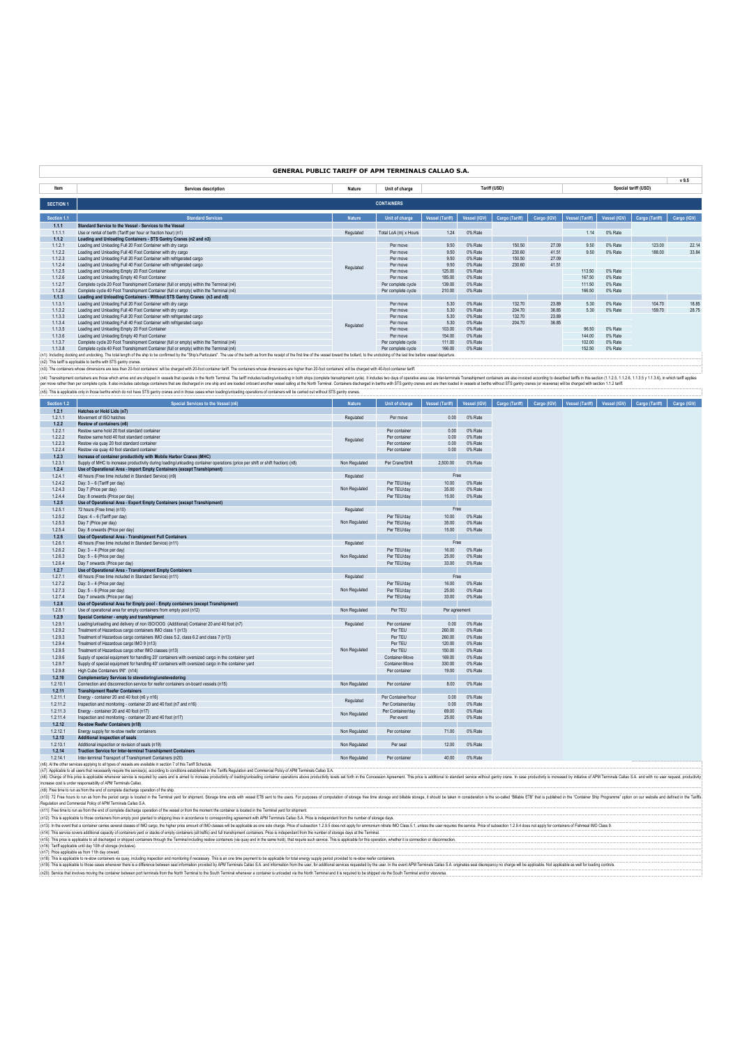# GENERAL PUBLIC TARIFF OF APM TERMINALS CALLAO S.A.

v 9.5

| Item | Services description | Nature | Unit of charge | Tariff (USD) | | | | Special tariff (USD) | | | |
|---|---|---|---|---|---|---|---|---|---|---|---|
| **SECTION 1** | **CONTAINERS** | | | | | | | | | | |
| **Section 1.1** | **Standard Services** | **Nature** | **Unit of charge** | **Vessel (Tariff)** | **Vessel (IGV)** | **Cargo (Tariff)** | **Cargo (IGV)** | **Vessel (Tariff)** | **Vessel (IGV)** | **Cargo (Tariff)** | **Cargo (IGV)** |
| **1.1.1** | **Standard Service to the Vessel - Services to the Vessel** | | | | | | | | | | |
| 1.1.1.1 | Use or rental of berth (Tariff per hour or fraction hour) (n1) | Regulated | Total LoA (m) x Hours | 1.24 | 0% Rate | | | 1.14 | 0% Rate | | |
| **1.1.2** | **Loading and Unloading Containers - STS Gantry Cranes (n2 and n3)** | | | | | | | | | | |
| 1.1.2.1 | Loading and Unloading Full 20 Foot Container with dry cargo | Regulated | Per move | 9.50 | 0% Rate | 150.50 | 27.09 | 9.50 | 0% Rate | 123.00 | 22.14 |
| 1.1.2.2 | Loading and Unloading Full 40 Foot Container with dry cargo | | Per move | 9.50 | 0% Rate | 230.60 | 41.51 | 9.50 | 0% Rate | 188.00 | 33.84 |
| 1.1.2.3 | Loading and Unloading Full 20 Foot Container with refrigerated cargo | | Per move | 9.50 | 0% Rate | 150.50 | 27.09 | | | | |
| 1.1.2.4 | Loading and Unloading Full 40 Foot Container with refrigerated cargo | | Per move | 9.50 | 0% Rate | 230.60 | 41.51 | | | | |
| 1.1.2.5 | Loading and Unloading Empty 20 Foot Container | | Per move | 125.00 | 0% Rate | | | 113.50 | 0% Rate | | |
| 1.1.2.6 | Loading and Unloading Empty 40 Foot Container | | Per move | 185.00 | 0% Rate | | | 167.50 | 0% Rate | | |
| 1.1.2.7 | Complete cycle 20 Foot Transhipment Container (full or empty) within the Terminal (n4) | | Per complete cycle | 139.00 | 0% Rate | | | 111.50 | 0% Rate | | |
| 1.1.2.8 | Complete cycle 40 Foot Transhipment Container (full or empty) within the Terminal (n4) | | Per complete cycle | 210.00 | 0% Rate | | | 166.50 | 0% Rate | | |
| **1.1.3** | **Loading and Unloading Containers - Without STS Gantry Cranes (n3 and n5)** | | | | | | | | | | |
| 1.1.3.1 | Loading and Unloading Full 20 Foot Container with dry cargo | Regulated | Per move | 5.30 | 0% Rate | 132.70 | 23.89 | 5.30 | 0% Rate | 104.70 | 18.85 |
| 1.1.3.2 | Loading and Unloading Full 40 Foot Container with dry cargo | | Per move | 5.30 | 0% Rate | 204.70 | 36.85 | 5.30 | 0% Rate | 159.70 | 28.75 |
| 1.1.3.3 | Loading and Unloading Full 20 Foot Container with refrigerated cargo | | Per move | 5.30 | 0% Rate | 132.70 | 23.89 | | | | |
| 1.1.3.4 | Loading and Unloading Full 40 Foot Container with refrigerated cargo | | Per move | 5.30 | 0% Rate | 204.70 | 36.85 | | | | |
| 1.1.3.5 | Loading and Unloading Empty 20 Foot Container | | Per move | 103.00 | 0% Rate | | | 96.50 | 0% Rate | | |
| 1.1.3.6 | Loading and Unloading Empty 40 Foot Container | | Per move | 154.00 | 0% Rate | | | 144.00 | 0% Rate | | |
| 1.1.3.7 | Complete cycle 20 Foot Transhipment Container (full or empty) within the Terminal (n4) | | Per complete cycle | 111.00 | 0% Rate | | | 102.00 | 0% Rate | | |
| 1.1.3.8 | Complete cycle 40 Foot Transhipment Container (full or empty) within the Terminal (n4) | | Per complete cycle | 166.00 | 0% Rate | | | 152.50 | 0% Rate | | |

(n1): Including docking and undocking. The total length of the ship to be confirmed by the "Ship's Particulars". The use of the berth as from the receipt of the first line of the vessel toward the bollard, to the undocking of the last line before vessel departure.

(n2): This tariff is applicable to berths with STS gantry cranes.

(n3): The containers whose dimensions are less than 20-foot containers' will be charged with 20-foot container tariff. The containers whose dimensions are higher than 20-foot containers' will be charged with 40-foot container tariff.

(n4): Transshipment containers are those which arrive and are shipped in vessels that operate in the North Terminal. The tariff includes loading/unloading in both ships (complete transshipment cycle). It includes two days of operative area use. Inter-terminals Transshipment containers are also invoiced according to described tariffs in this section (1.1.2.5, 1.1.2.6, 1.1.3.5 y 1.1.3.6), in which tariff applies per move rather than per complete cycle. It also includes cabotage containers that are discharged in one ship and are loaded onboard another vessel calling at the North Terminal. Containers discharged in berths with STS gantry cranes and are then loaded in vessels at berths without STS gantry cranes (or viceversa) will be charged with section 1.1.2 tariff.

(n5): This is applicable only in those berths which do not have STS gantry cranes and in those cases when loading/unloading operations of containers will be carried out without STS gantry cranes.

| Section 1.2 | Special Services to the Vessel (n6) | Nature | Unit of charge | Vessel (Tariff) | Vessel (IGV) | Cargo (Tariff) | Cargo (IGV) | Vessel (Tariff) | Vessel (IGV) | Cargo (Tariff) | Cargo (IGV) |
|---|---|---|---|---|---|---|---|---|---|---|---|
| **1.2.1** | **Hatches or Hold Lids (n7)** | | | | | | | | | | |
| 1.2.1.1 | Movement of ISO hatches | Regulated | Per move | 0.00 | 0% Rate | | | | | | |
| **1.2.2** | **Restow of containers (n6)** | | | | | | | | | | |
| 1.2.2.1 | Restow same hold 20 foot standard container | Regulated | Per container | 0.00 | 0% Rate | | | | | | |
| 1.2.2.2 | Restow same hold 40 foot standard container | | Per container | 0.00 | 0% Rate | | | | | | |
| 1.2.2.3 | Restow via quay 20 foot standard container | | Per container | 0.00 | 0% Rate | | | | | | |
| 1.2.2.4 | Restow via quay 40 foot standard container | | Per container | 0.00 | 0% Rate | | | | | | |
| **1.2.3** | **Increase of container productivity with Mobile Harbor Cranes (MHC)** | | | | | | | | | | |
| 1.2.3.1 | Supply of MHC to increase productivity during loading/unloading container operations (price per shift or shift fraction) (n8) | Non Regulated | Per Crane/Shift | 2,500.00 | 0% Rate | | | | | | |
| **1.2.4** | **Use of Operational Area - Import Empty Containers (except Transhipment)** | | | | | | | | | | |
| 1.2.4.1 | 48 hours (Free time included in Standard Service) (n9) | Regulated | | Free | | | | | | | |
| 1.2.4.2 | Day: 3 – 6 (Tariff per day) | Non Regulated | Per TEU/day | 10.00 | 0% Rate | | | | | | |
| 1.2.4.3 | Day 7 (Price per day) | | Per TEU/day | 35.00 | 0% Rate | | | | | | |
| 1.2.4.4 | Day: 8 onwards (Price per day) | | Per TEU/day | 15.00 | 0% Rate | | | | | | |
| **1.2.5** | **Use of Operational Area - Export Empty Containers (except Transhipment)** | | | | | | | | | | |
| 1.2.5.1 | 72 hours (Free time) (n10) | Regulated | | Free | | | | | | | |
| 1.2.5.2 | Days: 4 – 6 (Tariff per day) | Non Regulated | Per TEU/day | 10.00 | 0% Rate | | | | | | |
| 1.2.5.3 | Day 7 (Price per day) | | Per TEU/day | 35.00 | 0% Rate | | | | | | |
| 1.2.5.4 | Day: 8 onwards (Price per day) | | Per TEU/day | 15.00 | 0% Rate | | | | | | |
| **1.2.6** | **Use of Operational Area - Transhipment Full Containers** | | | | | | | | | | |
| 1.2.6.1 | 48 hours (Free time included in Standard Service) (n11) | Regulated | | Free | | | | | | | |
| 1.2.6.2 | Day: 3 – 4 (Price per day) | Non Regulated | Per TEU/day | 16.00 | 0% Rate | | | | | | |
| 1.2.6.3 | Day: 5 – 6 (Price per day) | | Per TEU/day | 25.00 | 0% Rate | | | | | | |
| 1.2.6.4 | Day 7 onwards (Price per day) | | Per TEU/day | 33.00 | 0% Rate | | | | | | |
| **1.2.7** | **Use of Operational Area - Transhipment Empty Containers** | | | | | | | | | | |
| 1.2.7.1 | 48 hours (Free time included in Standard Service) (n11) | Regulated | | Free | | | | | | | |
| 1.2.7.2 | Day: 3 – 4 (Price per day) | Non Regulated | Per TEU/day | 16.00 | 0% Rate | | | | | | |
| 1.2.7.3 | Day: 5 – 6 (Price per day) | | Per TEU/day | 25.00 | 0% Rate | | | | | | |
| 1.2.7.4 | Day 7 onwards (Price per day) | | Per TEU/day | 33.00 | 0% Rate | | | | | | |
| **1.2.8** | **Use of Operational Area for Empty pool - Empty containers (except Transhipment)** | | | | | | | | | | |
| 1.2.8.1 | Use of operational area for empty containers from empty pool (n12) | Non Regulated | Per TEU | Per agreement | | | | | | | |
| **1.2.9** | **Special Container - empty and transhipment** | | | | | | | | | | |
| 1.2.9.1 | Loading/unloading and delivery of non ISO/OOG (Additional) Container 20 and 40 foot (n7) | Regulated | Per container | 0.00 | 0% Rate | | | | | | |
| 1.2.9.2 | Treatment of Hazardous cargo containers IMO class 1 (n13) | Non Regulated | Per TEU | 260.00 | 0% Rate | | | | | | |
| 1.2.9.3 | Treatment of Hazardous cargo containers IMO class 5.2, class 6.2 and class 7 (n13) | | Per TEU | 260.00 | 0% Rate | | | | | | |
| 1.2.9.4 | Treatment of Hazardous cargo IMO 9 (n13) | | Per TEU | 120.00 | 0% Rate | | | | | | |
| 1.2.9.5 | Treatment of Hazardous cargo other IMO classes (n13) | | Per TEU | 150.00 | 0% Rate | | | | | | |
| 1.2.9.6 | Supply of special equipment for handling 20' containers with oversized cargo in the container yard | | Container-Move | 169.00 | 0% Rate | | | | | | |
| 1.2.9.7 | Supply of special equipment for handling 40' containers with oversized cargo in the container yard | | Container-Move | 330.00 | 0% Rate | | | | | | |
| 1.2.9.8 | High Cube Containers 9'6" (n14) | | Per container | 19.00 | 0% Rate | | | | | | |
| **1.2.10** | **Complementary Services to stevedoring/unstevedoring** | | | | | | | | | | |
| 1.2.10.1 | Connection and disconnection service for reefer containers on-board vessels (n15) | Non Regulated | Per container | 8.00 | 0% Rate | | | | | | |
| **1.2.11** | **Transhipment Reefer Containers** | | | | | | | | | | |
| 1.2.11.1 | Energy - container 20 and 40 foot (n6 y n16) | Regulated | Per Container/hour | 0.00 | 0% Rate | | | | | | |
| 1.2.11.2 | Inspection and monitoring - container 20 and 40 foot (n7 and n16) | | Per Container/day | 0.00 | 0% Rate | | | | | | |
| 1.2.11.3 | Energy - container 20 and 40 foot (n17) | Non Regulated | Per Container/day | 69.00 | 0% Rate | | | | | | |
| 1.2.11.4 | Inspection and monitoring - container 20 and 40 foot (n17) | | Per event | 25.00 | 0% Rate | | | | | | |
| **1.2.12** | **Re-stow Reefer Containers (n18)** | | | | | | | | | | |
| 1.2.12.1 | Energy supply for re-stow reefer containers | Non Regulated | Per container | 71.00 | 0% Rate | | | | | | |
| **1.2.13** | **Additional inspection of seals** | | | | | | | | | | |
| 1.2.13.1 | Additional inspection or revision of seals (n19) | Non Regulated | Per seal | 12.00 | 0% Rate | | | | | | |
| **1.2.14** | **Traction Service for Inter-terminal Transhipment Containers** | | | | | | | | | | |
| 1.2.14.1 | Inter-terminal Transport of Transhipment Containers (n20) | Non Regulated | Per container | 40.00 | 0% Rate | | | | | | |

(n6): All the other services applying to all types of vessels are available in section 7 of this Tariff Schedule.

(n7): Applicable to all users that necessarily require the service(s), according to conditions established in the Tariffs Regulation and Commercial Policy of APM Terminals Callao S.A.

(n8): Charge of this price is applicable whenever service is required by users and is aimed to increase productivity of loading/unloading container operations above productivity levels set forth in the Concession Agreement. This price is additional to standard service without gantry crane. In case productivity is increased by initiative of APM Terminals Callao S.A. and with no user request, productivity increase cost is under responsibility of APM Terminals Callao.

(n9): Free time to run as from the end of complete discharge operation of the ship.

(n10): 72 Free hours to run as from the period cargo is located in the Terminal yard for shipment. Storage time ends with vessel ETB sent to the users. For purposes of computation of storage free time storage and billable storage, it should be taken in consideration is the so-called "Billable ETB" that is published in the "Container Ship Programme" option on our website and defined in the Tariffs Regulation and Commercial Policy of APM Terminals Callao S.A.

(n11): Free time to run as from the end of complete discharge operation of the vessel or from the moment the container is located in the Terminal yard for shipment.

(n12): This is applicable to those containers from empty pool granted to shipping lines in accordance to corresponding agreement with APM Terminals Callao S.A. Price is independent from the number of storage days.

(n13): In the event that a container carries several classes of IMO cargo, the higher price amount of IMO classes will be applicable as one sole charge. Price of subsection 1.2.9.5 does not apply for ammonium nitrate IMO Class 5.1, unless the user requires the service. Price of subsection 1.2.9.4 does not apply for containers of Fishmeal IMO Class 9.

(n14): This service covers additional capacity of containers yard or stacks of empty containers (all traffic) and full transhipment containers. Price is independent from the number of storage days at the Terminal.

(n15): This price is applicable to all discharged or shipped containers through the Terminal including restow containers (via quay and in the same hold), that require such service. This is applicable for this operation, whether it is connection or disconnection.

(n16): Tariff applicable until day 10th of storage (inclusive).

(n17): Price applicable as from 11th day onward.

(n18): This is applicable to re-stow containers via quay, including inspection and monitoring if necessary. This is an one time payment to be applicable for total energy supply period provided to re-stow reefer containers.

(n19): This is applicable to those cases whenever there is a difference between seal information provided by APM Terminals Callao S.A. and information from the user, for additional services requested by the user. In the event APM Terminals Callao S.A. originates seal discrepancy no charge will be applicable. Not applicable as well for loading controls.

(n20): Service that involves moving the container between port terminals from the North Terminal to the South Terminal whenever a container is unloaded via the North Terminal and it is required to be shipped via the South Terminal and/or viceversa.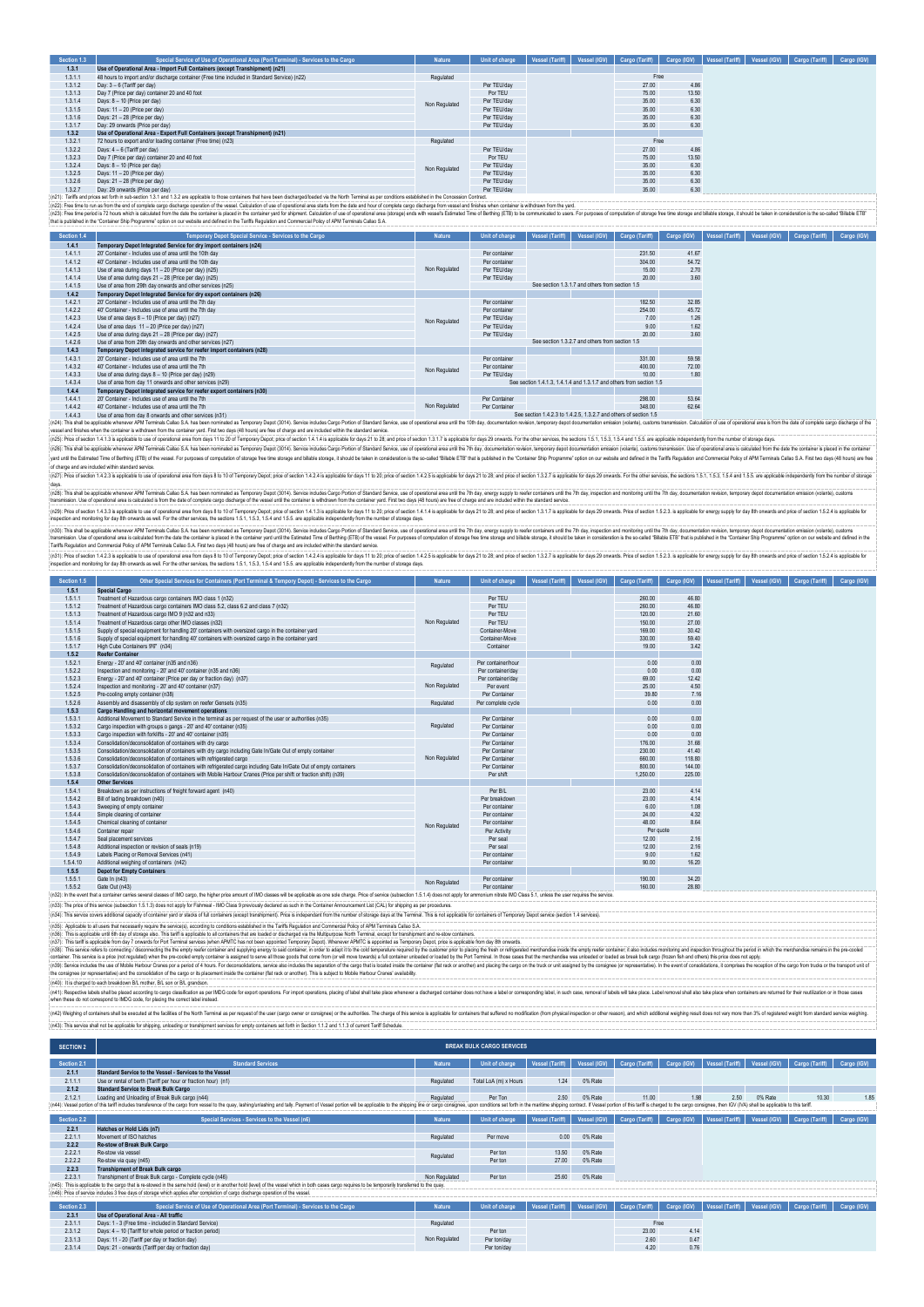| Section 1.3 | Special Service of Use of Operational Area (Port Terminal) - Services to the Cargo | Nature | Unit of charge | Vessel (Tariff) | Vessel (IGV) | Cargo (Tariff) | Cargo (IGV) | Vessel (Tariff) | Vessel (IGV) | Cargo (Tariff) | Cargo (IGV) |
|---|---|---|---|---|---|---|---|---|---|---|---|
| 1.3.1 | Use of Operational Area - Import Full Containers (except Transhipment) (n21) | | | | | | | | | | |
| 1.3.1.1 | 48 hours to import and/or discharge container (Free time included in Standard Service) (n22) | Regulated | | | | Free | | | | | |
| 1.3.1.2 | Day: 3 – 6 (Tariff per day) | Non Regulated | Per TEU/day | | | 27.00 | 4.86 | | | | |
| 1.3.1.3 | Day 7 (Price per day) container 20 and 40 foot | | Per TEU | | | 75.00 | 13.50 | | | | |
| 1.3.1.4 | Days: 8 – 10 (Price per day) | | Per TEU/day | | | 35.00 | 6.30 | | | | |
| 1.3.1.5 | Days: 11 – 20 (Price per day) | | Per TEU/day | | | 35.00 | 6.30 | | | | |
| 1.3.1.6 | Days: 21 – 28 (Price per day) | | Per TEU/day | | | 35.00 | 6.30 | | | | |
| 1.3.1.7 | Day: 29 onwards (Price per day) | | Per TEU/day | | | 35.00 | 6.30 | | | | |
| 1.3.2 | Use of Operational Area - Export Full Containers (except Transhipment) (n21) | | | | | | | | | | |
| 1.3.2.1 | 72 hours to export and/or loading container (Free time) (n23) | Regulated | | | | Free | | | | | |
| 1.3.2.2 | Days: 4 – 6 (Tariff per day) | Non Regulated | Per TEU/day | | | 27.00 | 4.86 | | | | |
| 1.3.2.3 | Day 7 (Price per day) container 20 and 40 foot | | Per TEU | | | 75.00 | 13.50 | | | | |
| 1.3.2.4 | Days: 8 – 10 (Price per day) | | Per TEU/day | | | 35.00 | 6.30 | | | | |
| 1.3.2.5 | Days: 11 – 20 (Price per day) | | Per TEU/day | | | 35.00 | 6.30 | | | | |
| 1.3.2.6 | Days: 21 – 28 (Price per day) | | Per TEU/day | | | 35.00 | 6.30 | | | | |
| 1.3.2.7 | Day: 29 onwards (Price per day) | | Per TEU/day | | | 35.00 | 6.30 | | | | |

(n21): Tariffs and prices set forth in sub-section 1.3.1 and 1.3.2 are applicable to those containers that have been discharged/loaded via the North Terminal as per conditions established in the Concession Contract.

(n22): Free time to run as from the end of complete cargo discharge operation of the vessel. Calculation of use of operational area starts from the date and hour of complete cargo discharge from vessel and finishes when container is withdrawn from the yard.

(n23): Free time period is 72 hours which is calculated from the date the container is placed in the container yard for shipment. Calculation of use of operational area (storage) ends with vessel's Estimated Time of Berthing (ETB) to be communicated to users. For purposes of computation of storage free time storage and billable storage, it should be taken in consideration is the so-called "Billable ETB" that is published in the "Container Ship Programme" option on our website and defined in the Tariffs Regulation and Commercial Policy of APM Terminals Callao S.A.

| Section 1.4 | Temporary Depot Special Service - Services to the Cargo | Nature | Unit of charge | Vessel (Tariff) | Vessel (IGV) | Cargo (Tariff) | Cargo (IGV) | Vessel (Tariff) | Vessel (IGV) | Cargo (Tariff) | Cargo (IGV) |
|---|---|---|---|---|---|---|---|---|---|---|---|
| 1.4.1 | Temporary Depot Integrated Service for dry import containers (n24) | | | | | | | | | | |
| 1.4.1.1 | 20' Container - Includes use of area until the 10th day | Non Regulated | Per container | | | 231.50 | 41.67 | | | | |
| 1.4.1.2 | 40' Container - Includes use of area until the 10th day | | Per container | | | 304.00 | 54.72 | | | | |
| 1.4.1.3 | Use of area during days 11 – 20 (Price per day) (n25) | | Per TEU/day | | | 15.00 | 2.70 | | | | |
| 1.4.1.4 | Use of area during days 21 – 28 (Price per day) (n25) | | Per TEU/day | | | 20.00 | 3.60 | | | | |
| 1.4.1.5 | Use of area from 29th day onwards and other services (n25) | | | See section 1.3.1.7 and others from section 1.5 | | | | | | | |
| 1.4.2 | Temporary Depot Integrated Service for dry export containers (n26) | | | | | | | | | | |
| 1.4.2.1 | 20' Container - Includes use of area until the 7th day | Non Regulated | Per container | | | 182.50 | 32.85 | | | | |
| 1.4.2.2 | 40' Container - Includes use of area until the 7th day | | Per container | | | 254.00 | 45.72 | | | | |
| 1.4.2.3 | Use of area days 8 – 10 (Price per day) (n27) | | Per TEU/day | | | 7.00 | 1.26 | | | | |
| 1.4.2.4 | Use of area days 11 – 20 (Price per day) (n27) | | Per TEU/day | | | 9.00 | 1.62 | | | | |
| 1.4.2.5 | Use of area during days 21 – 28 (Price per day) (n27) | | Per TEU/day | | | 20.00 | 3.60 | | | | |
| 1.4.2.6 | Use of area from 29th day onwards and other services (n27) | | | See section 1.3.2.7 and others from section 1.5 | | | | | | | |
| 1.4.3 | Temporary Depot integrated service for reefer import containers (n28) | | | | | | | | | | |
| 1.4.3.1 | 20' Container - Includes use of area until the 7th | Non Regulated | Per container | | | 331.00 | 59.58 | | | | |
| 1.4.3.2 | 40' Container - Includes use of area until the 7th | | Per container | | | 400.00 | 72.00 | | | | |
| 1.4.3.3 | Use of area during days 8 – 10 (Price per day) (n29) | | Per TEU/day | | | 10.00 | 1.80 | | | | |
| 1.4.3.4 | Use of area from day 11 onwards and other services (n29) | | | See section 1.4.1.3, 1.4.1.4 and 1.3.1.7 and others from section 1.5 | | | | | | | |
| 1.4.4 | Temporary Depot integrated service for reefer export containers (n30) | | | | | | | | | | |
| 1.4.4.1 | 20' Container - Includes use of area until the 7th | Non Regulated | Per Container | | | 298.00 | 53.64 | | | | |
| 1.4.4.2 | 40' Container - Includes use of area until the 7th | | Per Container | | | 348.00 | 62.64 | | | | |
| 1.4.4.3 | Use of area from day 8 onwards and other services (n31) | | | See section 1.4.2.3 to 1.4.2.5, 1.3.2.7 and others of section 1.5 | | | | | | | |

(n24): This shall be applicable whenever APM Terminals Callao S.A. has been nominated as Temporary Depot (3014). Service includes Cargo Portion of Standard Service, use of operational area until the 10th day, documentation revision, temporary depot documentation emission (volante), customs transmission. Calculation of use of operational area is from the date of complete cargo discharge of the vessel and finishes when the container is withdrawn from the container yard. First two days (48 hours) are free of charge and are included within the standard service.

(n25): Price of section 1.4.1.3 is applicable to use of operational area from days 11 to 20 of Temporary Depot; price of section 1.4.1.4 is applicable for days 21 to 28; and price of section 1.3.1.7 is applicable for days 29 onwards. For the other services, the sections 1.5.1, 1.5.3, 1.5.4 and 1.5.5. are applicable independently from the number of storage days.

(n26): This shall be applicable whenever APM Terminals Callao S.A. has been nominated as Temporary Depot (3014). Service includes Cargo Portion of Standard Service, use of operational area until the 7th day, documentation revision, temporary depot documentation emission (volante), customs transmission. Use of operational area is calculated from the date the container is placed in the container yard until the Estimated Time of Berthing (ETB) of the vessel. For purposes of computation of storage free time storage and billable storage, it should be taken in consideration is the so-called "Billable ETB" that is published in the "Container Ship Programme" option on our website and defined in the Tariffs Regulation and Commercial Policy of APM Terminals Callao S.A. First two days (48 hours) are free of charge and are included within standard service.

(n27): Price of section 1.4.2.3 is applicable to use of operational area from days 8 to 10 of Temporary Depot; price of section 1.4.2.4 is applicable for days 11 to 20; price of section 1.4.2.5 is applicable for days 21 to 28; and price of section 1.3.2.7 is applicable for days 29 onwards. For the other services, the sections 1.5.1, 1.5.3, 1.5.4 and 1.5.5. are applicable independently from the number of storage days.

(n28): This shall be applicable whenever APM Terminals Callao S.A. has been nominated as Temporary Depot (3014). Service includes Cargo Portion of Standard Service, use of operational area until the 7th day, energy supply to reefer containers until the 7th day, inspection and monitoring until the 7th day, documentation revision, temporary depot documentation emission (volante), customs transmission. Use of operational area is calculated is from the date of complete cargo discharge of the vessel until the container is withdrawn from the container yard. First two days (48 hours) are free of charge and are included within the standard service.

(n29): Price of section 1.4.3.3 is applicable to use of operational area from days 8 to 10 of Temporary Depot; price of section 1.4.1.3 is applicable for days 11 to 20; price of section 1.4.1.4 is applicable for days 21 to 28; and price of section 1.3.1.7 is applicable for days 29 onwards. Price of section 1.5.2.3. is applicable for energy supply for day 8th onwards and price of section 1.5.2.4 is applicable for inspection and monitoring for day 8th onwards as well. For the other services, the sections 1.5.1, 1.5.3, 1.5.4 and 1.5.5. are applicable independently from the number of storage days.

(n30): This shall be applicable whenever APM Terminals Callao S.A. has been nominated as Temporary Depot (3014). Service includes Cargo Portion of Standard Service, use of operational area until the 7th day, energy supply to reefer containers until the 7th day, inspection and monitoring until the 7th day, documentation revision, temporary depot documentation emission (volante), customs transmission. Use of operational area is calculated from the date the container is placed in the container yard until the Estimated Time of Berthing (ETB) of the vessel. For purposes of computation of storage free time storage and billable storage, it should be taken in consideration is the so-called "Billable ETB" that is published in the "Container Ship Programme" option on our website and defined in the Tariffs Regulation and Commercial Policy of APM Terminals Callao S.A. First two days (48 hours) are free of charge and are included within the standard service.

(n31): Price of section 1.4.2.3 is applicable to use of operational area from days 8 to 10 of Temporary Depot; price of section 1.4.2.4 is applicable for days 11 to 20; price of section 1.4.2.5 is applicable for days 21 to 28; and price of section 1.3.2.7 is applicable for days 29 onwards. Price of section 1.5.2.3. is applicable for energy supply for day 8th onwards and price of section 1.5.2.4 is applicable for inspection and monitoring for day 8th onwards as well. For the other services, the sections 1.5.1, 1.5.3, 1.5.4 and 1.5.5. are applicable independently from the number of storage days.

| Section 1.5 | Other Special Services for Containers (Port Terminal & Tempory Depot) - Services to the Cargo | Nature | Unit of charge | Vessel (Tariff) | Vessel (IGV) | Cargo (Tariff) | Cargo (IGV) | Vessel (Tariff) | Vessel (IGV) | Cargo (Tariff) | Cargo (IGV) |
|---|---|---|---|---|---|---|---|---|---|---|---|
| 1.5.1 | Special Cargo | | | | | | | | | | |
| 1.5.1.1 | Treatment of Hazardous cargo containers IMO class 1 (n32) | Non Regulated | Per TEU | | | 260.00 | 46.80 | | | | |
| 1.5.1.2 | Treatment of Hazardous cargo containers IMO class 5.2, class 6.2 and class 7 (n32) | | Per TEU | | | 260.00 | 46.80 | | | | |
| 1.5.1.3 | Treatment of Hazardous cargo IMO 9 (n32 and n33) | | Per TEU | | | 120.00 | 21.60 | | | | |
| 1.5.1.4 | Treatment of Hazardous cargo other IMO classes (n32) | | Per TEU | | | 150.00 | 27.00 | | | | |
| 1.5.1.5 | Supply of special equipment for handling 20' containers with oversized cargo in the container yard | | Container-Move | | | 169.00 | 30.42 | | | | |
| 1.5.1.6 | Supply of special equipment for handling 40' containers with oversized cargo in the container yard | | Container-Move | | | 330.00 | 59.40 | | | | |
| 1.5.1.7 | High Cube Containers 9'6" (n34) | | Container | | | 19.00 | 3.42 | | | | |
| 1.5.2 | Reefer Container | | | | | | | | | | |
| 1.5.2.1 | Energy - 20' and 40' container (n35 and n36) | Regulated | Per container/hour | | | 0.00 | 0.00 | | | | |
| 1.5.2.2 | Inspection and monitoring - 20' and 40' container (n35 and n36) | | Per container/day | | | 0.00 | 0.00 | | | | |
| 1.5.2.3 | Energy - 20' and 40' container (Price per day or fraction day) (n37) | Non Regulated | Per container/day | | | 69.00 | 12.42 | | | | |
| 1.5.2.4 | Inspection and monitoring - 20' and 40' container (n37) | | Per event | | | 25.00 | 4.50 | | | | |
| 1.5.2.5 | Pre-cooling empty container (n38) | | Per Container | | | 39.80 | 7.16 | | | | |
| 1.5.2.6 | Assembly and disassembly of clip system on reefer Gensets (n35) | Regulated | Per complete cycle | | | 0.00 | 0.00 | | | | |
| 1.5.3 | Cargo Handling and horizontal movement operations | | | | | | | | | | |
| 1.5.3.1 | Additional Movement to Standard Service in the terminal as per request of the user or authorities (n35) | Regulated | Per Container | | | 0.00 | 0.00 | | | | |
| 1.5.3.2 | Cargo inspection with groups o gangs - 20' and 40' container (n35) | | Per Container | | | 0.00 | 0.00 | | | | |
| 1.5.3.3 | Cargo inspection with forklifts - 20' and 40' container (n35) | | Per Container | | | 0.00 | 0.00 | | | | |
| 1.5.3.4 | Consolidation/deconsolidation of containers with dry cargo | Non Regulated | Per Container | | | 176.00 | 31.68 | | | | |
| 1.5.3.5 | Consolidation/deconsolidation of containers with dry cargo including Gate In/Gate Out of empty container | | Per Container | | | 230.00 | 41.40 | | | | |
| 1.5.3.6 | Consolidation/deconsolidation of containers with refrigerated cargo | | Per Container | | | 660.00 | 118.80 | | | | |
| 1.5.3.7 | Consolidation/deconsolidation of containers with refrigerated cargo including Gate In/Gate Out of empty containers | | Per Container | | | 800.00 | 144.00 | | | | |
| 1.5.3.8 | Consolidation/deconsolidation of containers with Mobile Harbour Cranes (Price per shift or fraction shift) (n39) | | Per shift | | | 1,250.00 | 225.00 | | | | |
| 1.5.4 | Other Services | | | | | | | | | | |
| 1.5.4.1 | Breakdown as per instructions of freight forward agent (n40) | Non Regulated | Per B/L | | | 23.00 | 4.14 | | | | |
| 1.5.4.2 | Bill of lading breakdown (n40) | | Per breakdown | | | 23.00 | 4.14 | | | | |
| 1.5.4.3 | Sweeping of empty container | | Per container | | | 6.00 | 1.08 | | | | |
| 1.5.4.4 | Simple cleaning of container | | Per container | | | 24.00 | 4.32 | | | | |
| 1.5.4.5 | Chemical cleaning of container | | Per container | | | 48.00 | 8.64 | | | | |
| 1.5.4.6 | Container repair | | Per Activity | | | Per quote | | | | | |
| 1.5.4.7 | Seal placement services | | Per seal | | | 12.00 | 2.16 | | | | |
| 1.5.4.8 | Additional inspection or revision of seals (n19) | | Per seal | | | 12.00 | 2.16 | | | | |
| 1.5.4.9 | Labels Placing or Removal Services (n41) | | Per container | | | 9.00 | 1.62 | | | | |
| 1.5.4.10 | Additional weighing of containers (n42) | | Per container | | | 90.00 | 16.20 | | | | |
| 1.5.5 | Depot for Empty Containers | | | | | | | | | | |
| 1.5.5.1 | Gate In (n43) | Non Regulated | Per container | | | 190.00 | 34.20 | | | | |
| 1.5.5.2 | Gate Out (n43) | | Per container | | | 160.00 | 28.80 | | | | |

(n32): In the event that a container carries several classes of IMO cargo, the higher price amount of IMO classes will be applicable as one sole charge. Price of service (subsection 1.5.1.4) does not apply for ammonium nitrate IMO Class 5.1, unless the user requires the service.

(n33): The price of this service (subsection 1.5.1.3) does not apply for Fishmeal - IMO Class 9 previously declared as such in the Container Announcement List (CAL) for shipping as per procedures.

(n34): This service covers additional capacity of container yard or stacks of full containers (except transhipment). Price is independent from the number of storage days at the Terminal. This is not applicable for containers of Temporary Depot service (section 1.4 services).

(n35): Applicable to all users that necessarily require the service(s), according to conditions established in the Tariffs Regulation and Commercial Policy of APM Terminals Callao S.A.

(n36): This is applicable until 6th day of storage also. This tariff is applicable to all containers that are loaded or discharged via the Multipurpose North Terminal, except for transhipment and re-stow containers.

(n37): This tariff is applicable from day 7 onwards for Port Terminal services (when APMTC has not been appointed Temporary Depot). Whenever APMTC is appointed as Temporary Depot, price is applicable from day 8th onwards.

(n38): This service refers to connecting / disconnecting the empty reefer container and supplying energy to said container, in order to adapt it to the cold temperature required by the customer prior to placing the fresh or refrigerated merchandise inside the empty reefer container; it also includes monitoring and inspection throughout the period in which the merchandise remains in the pre-cooled container. This service is a price (not regulated) when the pre-cooled empty container is assigned to serve all those goods that come from (or will move towards) a full container unloaded or loaded by the Port Terminal. In those cases that the merchandise was unloaded or loaded as break bulk cargo (frozen fish and others) this price does not apply.

(n39): Service includes the use of Mobile Harbour Cranes por a period of 4 hours. For deconsolidations, service also includes the separation of the cargo that is located inside the container (flat rack or another) and placing the cargo on the truck or unit assigned by the consignee (or representative). In the event of consolidations, it comprises the reception of the cargo from trucks or the transport unit of the consignee (or representative) and the consolidation of the cargo or its placement inside the container (flat rack or another). This is subject to Mobile Harbour Cranes' availability.

(n40): It is charged to each breakdown B/L mother, B/L son or B/L grandson.

(n41): Respective labels shall be placed according to cargo classification as per IMDG code for export operations. For import operations, placing of label shall take place whenever a discharged container does not have a label or corresponding label, in such case, removal of labels will take place. Label removal shall also take place when containers are returned for their reutilization or in those cases when these do not correspond to IMDG code, for placing the correct label instead.

(n42) Weighing of containers shall be executed at the facilities of the North Terminal as per request of the user (cargo owner or consignee) or the authorities. The charge of this service is applicable for containers that suffered no modification (from physical inspection or other reason), and which additional weighing result does not vary more than 3% of registered weight from standard service weighing.

(n43): This service shall not be applicable for shipping, unloading or transhipment services for empty containers set forth in Section 1.1.2 and 1.1.3 of current Tariff Schedule.

## SECTION 2 — BREAK BULK CARGO SERVICES

| Section 2.1 | Standard Services | Nature | Unit of charge | Vessel (Tariff) | Vessel (IGV) | Cargo (Tariff) | Cargo (IGV) | Vessel (Tariff) | Vessel (IGV) | Cargo (Tariff) | Cargo (IGV) |
|---|---|---|---|---|---|---|---|---|---|---|---|
| 2.1.1 | Standard Service to the Vessel - Services to the Vessel | | | | | | | | | | |
| 2.1.1.1 | Use or rental of berth (Tariff per hour or fraction hour) (n1) | Regulated | Total LoA (m) x Hours | 1.24 | 0% Rate | | | | | | |
| 2.1.2 | Standard Service to Break Bulk Cargo | | | | | | | | | | |
| 2.1.2.1 | Loading and Unloading of Break Bulk cargo (n44) | Regulated | Per Ton | 2.50 | 0% Rate | 11.00 | 1.98 | 2.50 | 0% Rate | 10.30 | 1.85 |

(n44): Vessel portion of this tariff includes transference of the cargo from vessel to the quay, lashing/unlashing and tally. Payment of Vessel portion will be applicable to the shipping line or cargo consignee, upon conditions set forth in the maritime shipping contract. If Vessel portion of this tariff is charged to the cargo consignee, then IGV (VAT) shall be applicable to this tariff.

| Section 2.2 | Special Services - Services to the Vessel (n6) | Nature | Unit of charge | Vessel (Tariff) | Vessel (IGV) | Cargo (Tariff) | Cargo (IGV) | Vessel (Tariff) | Vessel (IGV) | Cargo (Tariff) | Cargo (IGV) |
|---|---|---|---|---|---|---|---|---|---|---|---|
| 2.2.1 | Hatches or Hold Lids (n7) | | | | | | | | | | |
| 2.2.1.1 | Movement of ISO hatches | Regulated | Per move | 0.00 | 0% Rate | | | | | | |
| 2.2.2 | Re-stow of Break Bulk Cargo | | | | | | | | | | |
| 2.2.2.1 | Re-stow via vessel | Regulated | Per ton | 13.50 | 0% Rate | | | | | | |
| 2.2.2.2 | Re-stow via quay (n45) | | Per ton | 27.00 | 0% Rate | | | | | | |
| 2.2.3 | Transhipment of Break Bulk cargo | | | | | | | | | | |
| 2.2.3.1 | Transhipment of Break Bulk cargo - Complete cycle (n46) | Non Regulated | Per ton | 25.60 | 0% Rate | | | | | | |

(n45): This is applicable to the cargo that is re-stowed in the same hold (level) or in another hold (level) of the vessel which in both cases cargo requires to be temporarily transferred to the quay.

(n46): Price of service includes 3 free days of storage which applies after completion of cargo discharge operation of the vessel.

| Section 2.3 | Special Service of Use of Operational Area (Port Terminal) - Services to the Cargo | Nature | Unit of charge | Vessel (Tariff) | Vessel (IGV) | Cargo (Tariff) | Cargo (IGV) | Vessel (Tariff) | Vessel (IGV) | Cargo (Tariff) | Cargo (IGV) |
|---|---|---|---|---|---|---|---|---|---|---|---|
| 2.3.1 | Use of Operational Area - All traffic | | | | | | | | | | |
| 2.3.1.1 | Days: 1 - 3 (Free time - included in Standard Service) | Regulated | | | | Free | | | | | |
| 2.3.1.2 | Days: 4 – 10 (Tariff for whole period or fraction period) | | Per ton | | | 23.00 | 4.14 | | | | |
| 2.3.1.3 | Days: 11 - 20 (Tariff per day or fraction day) | Non Regulated | Per ton/day | | | 2.60 | 0.47 | | | | |
| 2.3.1.4 | Days: 21 - onwards (Tariff per day or fraction day) | | Per ton/day | | | 4.20 | 0.76 | | | | |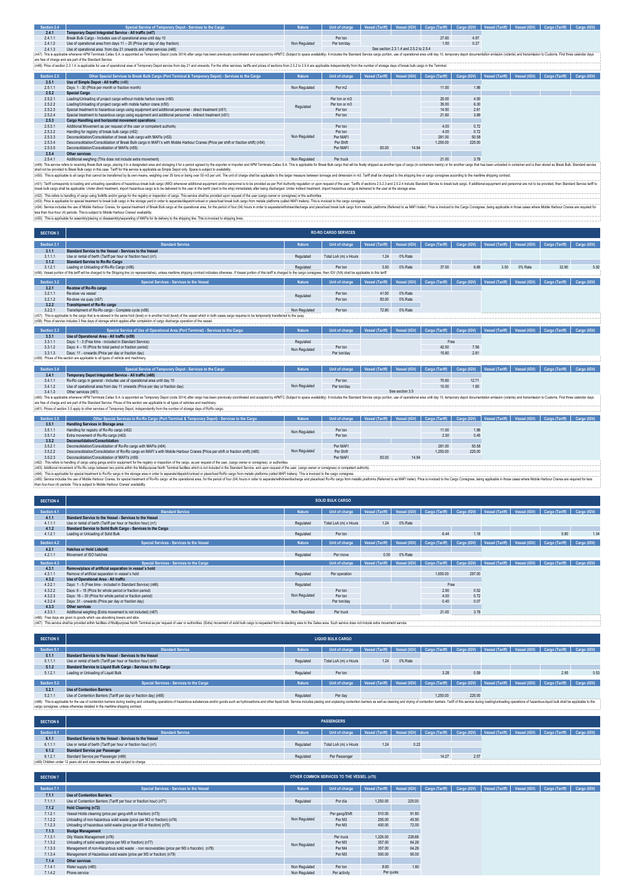| Section 2.4 | Special Service of Temporary Depot - Services to the Cargo | Nature | Unit of charge | Vessel (Tariff) | Vessel (IGV) | Cargo (Tariff) | Cargo (IGV) | Vessel (Tariff) | Vessel (IGV) | Cargo (Tariff) | Cargo (IGV) |
|---|---|---|---|---|---|---|---|---|---|---|---|
| 2.4.1 | Temporary Depot Integrated Service - All traffic (n47) | | | | | | | | | | |
| 2.4.1.1 | Break Bulk Cargo - Includes use of operational area until day 10 | Non Regulated | Per ton | | | 27.60 | 4.97 | | | | |
| 2.4.1.2 | Use of operational area from days 11 – 20 (Price per day of day fraction) | | Per ton/day | | | 1.50 | 0.27 | | | | |
| 2.4.1.3 | Use of operational area from day 21 onwards and other services (n48) | | | See section 2.3.1.4 and 2.5.2 to 2.5.4 | | | | | | | |

(n47): This is applicable whenever APM Terminals Callao S.A. is appointed as Temporary Depot (code 3014) after cargo has been previously coordinated and accepted by APMTC (Subject to space availability). It includes the Standard Service cargo portion, use of operational area until day 10, temporary depot documentation emission (volante) and transmission to Customs. First three calendar days are free of charge and are part of the Standard Service.

(n48): Price of section 2.3.1.4. is applicable for use of operational area of Temporary Depot service from day 21 and onwards. For the other services, tariffs and prices of sections from 2.5.2 to 2.5.4 are applicable independently from the number of storage days of break bulk cargo in the Terminal.

| Section 2.5 | Other Special Services to Break Bulk Cargo (Port Terminal & Temporary Depot) - Services to the Cargo | Nature | Unit of charge | Vessel (Tariff) | Vessel (IGV) | Cargo (Tariff) | Cargo (IGV) | Vessel (Tariff) | Vessel (IGV) | Cargo (Tariff) | Cargo (IGV) |
|---|---|---|---|---|---|---|---|---|---|---|---|
| 2.5.1 | Use of Simple Depot - All traffic (n49) | | | | | | | | | | |
| 2.5.1.1 | Days: 1 - 30 (Price per month or fraction month) | Non Regulated | Per m2 | | | 11.00 | 1.98 | | | | |
| 2.5.2 | Special Cargo | | | | | | | | | | |
| 2.5.2.1 | Loading/Unloading of project cargo without mobile harbor crane (n50) | Regulated | Per ton or m3 | | | 25.00 | 4.50 | | | | |
| 2.5.2.2 | Loading/Unloading of project cargo with mobile harbor crane (n50) | | Per ton or m3 | | | 35.00 | 6.30 | | | | |
| 2.5.2.3 | Special treatment to hazardous cargo using equipment and additional personnel - direct treatment (n51) | | Per ton | | | 14.50 | 2.61 | | | | |
| 2.5.2.4 | Special treatment to hazardous cargo using equipment and additional personnel - indirect treatment (n51) | | Per ton | | | 21.60 | 3.89 | | | | |
| 2.5.3 | Cargo Handling and horizontal movement operations | | | | | | | | | | |
| 2.5.3.1 | Additional Movement as per request of the user or competent authority | Non Regulated | Per ton | | | 4.00 | 0.72 | | | | |
| 2.5.3.2 | Handling for registry of break bulk cargo (n52) | | Per ton | | | 4.00 | 0.72 | | | | |
| 2.5.3.3 | Deconsolidation/Consolidation of break bulk cargo with MAFIs (n53) | | Per MAFI | | | 281.00 | 50.58 | | | | |
| 2.5.3.4 | Deconsolidation/Consolidation of Break Bulk cargo in MAFI´s with Mobile Harbour Cranes (Price per shift or fraction shift) (n54) | | Per Shift | | | 1,250.00 | 225.00 | | | | |
| 2.5.3.5 | Deconsolidation/Consolidation of MAFIs (n55) | | Per MAFI | 83.00 | 14.94 | | | | | | |
| 2.5.4 | Other services | | | | | | | | | | |
| 2.5.4.1 | Additional weighing (This does not include extra movement) | Non Regulated | Per truck | | | 21.00 | 3.78 | | | | |

(n49): This service refers to receiving Break Bulk cargo, placing it in a designated area and storaging it for a period agreed by the exporter or importer and APM Terminals Callao S.A. This is applicable for Break Bulk cargo that will be finally shipped as another type of cargo (in containers mainly) or for another cargo that has been unloaded in container and is then stored as Break Bulk. Standard service shall not be provided to Break Bulk cargo in this case. Tariff for this service is applicable as Simple Depot only. Space is subject to availability.

(n50): This is applicable to all cargo that cannot be transferred by its own means, weighing over 35 tons or being over 50 m3 per unit. The unit of charge shall be applicable to the larger measure between tonnage and dimension in m3. Tariff shall be charged to the shipping line or cargo consignee according to the maritime shipping contract.

(n51): Tariff corresponds to loading and unloading operations of hazardous break bulk cargo (IMO) whenever additional equipment and/or personnel is to be provided as per Port Authority regulation or upon request of the user. Tariffs of sections 2.5.2.3 and 2.5.2.4 include Standard Service to break bulk cargo. If additional equipment and personnel are not to be provided, then Standard Service tariff to break bulk cargo shall be applicable. Under direct treatment, import hazardous cargo is to be delivered to the user in the berth (next to the ship) immediately after being discharged. Under indirect treatment, import hazardous cargo is delivered to the user at the storage area.

(n52): This refers to handling of cargo using forklifts and/or gangs for the registry or inspection of cargo. This service shall be provided upon request of the user (cargo owner or consignee) or the authorities.

(n53): Price is applicable for special treatment to break bulk cargo in the storage yard in order to separate/dispatch/unload or place/load break bulk cargo from metalic platforms (called MAFI trailers). This is invoiced to the cargo consignee.

(n54): Service includes the use of Mobile Harbour Cranes, for special treatment of Break Bulk cargo at the operational area, for the period of four (04) hours in order to separate/withdraw/discharge and place/load break bulk cargo from metallic platforms (Referred to as MAFI trailer). Price is invoiced to the Cargo Consignee, being applicable in those cases where Mobile Harbour Cranes are required for less than four-hour (4) periods. This is subject to Mobile Harbour Cranes' availability.

(n55): This is applicable for assembly/placing or disassembly/separating of MAFIs for its delivery to the shipping line. This is invoiced to shipping lines.

## SECTION 3 — RO-RO CARGO SERVICES

| Section 3.1 | Standard Service | Nature | Unit of charge | Vessel (Tariff) | Vessel (IGV) | Cargo (Tariff) | Cargo (IGV) | Vessel (Tariff) | Vessel (IGV) | Cargo (Tariff) | Cargo (IGV) |
|---|---|---|---|---|---|---|---|---|---|---|---|
| 3.1.1 | Standard Service to the Vessel - Services to the Vessel | | | | | | | | | | |
| 3.1.1.1 | Use or rental of berth (Tariff per hour or fraction hour) (n1) | Regulated | Total LoA (m) x Hours | 1.24 | 0% Rate | | | | | | |
| 3.1.2 | Standard Service to Ro-Ro Cargo | | | | | | | | | | |
| 3.1.2.1 | Loading or Unloading of Ro-Ro Cargo (n56) | Regulated | Per ton | 3.50 | 0% Rate | 37.00 | 6.66 | 3.50 | 0% Rate | 32.90 | 5.92 |

(n56): Vessel portion of this tariff will be charged to the Shipping line (or representative), unless maritime shipping contract indicates otherwise. If Vessel portion of this tariff is charged to the cargo consignee, then IGV (VAT) shall be applicable to this tariff.

| Section 3.2 | Special Services - Services to the Vessel | Nature | Unit of charge | Vessel (Tariff) | Vessel (IGV) | Cargo (Tariff) | Cargo (IGV) | Vessel (Tariff) | Vessel (IGV) | Cargo (Tariff) | Cargo (IGV) |
|---|---|---|---|---|---|---|---|---|---|---|---|
| 3.2.1 | Re-stow of Ro-Ro cargo | | | | | | | | | | |
| 3.2.1.1 | Re-stow via vessel | Regulated | Per ton | 41.50 | 0% Rate | | | | | | |
| 3.2.1.2 | Re-stow via quay (n57) | | Per ton | 83.00 | 0% Rate | | | | | | |
| 3.2.2 | Transhipment of Ro-Ro cargo | | | | | | | | | | |
| 3.2.2.1 | Transhipment of Ro-Ro cargo - Complete cycle (n58) | Non Regulated | Per ton | 72.80 | 0% Rate | | | | | | |

(n57): This is applicable to the cargo that is re-stowed in the same hold (level) or in another hold (level) of the vessel which in both cases cargo requires to be temporarily transferred to the quay.

(n58): Price of service includes 3 free days of storage which applies after completion of cargo discharge operation of the vessel.

| Section 3.3 | Special Service of Use of Operational Area (Port Terminal) - Services to the Cargo | Nature | Unit of charge | Vessel (Tariff) | Vessel (IGV) | Cargo (Tariff) | Cargo (IGV) | Vessel (Tariff) | Vessel (IGV) | Cargo (Tariff) | Cargo (IGV) |
|---|---|---|---|---|---|---|---|---|---|---|---|
| 3.3.1 | Use of Operational Area - All traffic (n59) | | | | | | | | | | |
| 3.3.1.1 | Days: 1 - 3 (Free time - included in Standard Service) | Regulated | | | | Free | | | | | |
| 3.3.1.2 | Days: 4 – 10 (Price for total period or fraction period) | Non Regulated | Per ton | | | 42.00 | 7.56 | | | | |
| 3.3.1.3 | Days: 11 - onwards (Price per day or fraction day) | | Per ton/day | | | 15.60 | 2.81 | | | | |

(n59): Prices of this section are applicable to all types of vehicle and machinery.

| Section 3.4 | Special Service of Temporary Depot - Services to the Cargo | Nature | Unit of charge | Vessel (Tariff) | Vessel (IGV) | Cargo (Tariff) | Cargo (IGV) | Vessel (Tariff) | Vessel (IGV) | Cargo (Tariff) | Cargo (IGV) |
|---|---|---|---|---|---|---|---|---|---|---|---|
| 3.4.1 | Temporary Depot Integrated Service - All traffic (n60) | | | | | | | | | | |
| 3.4.1.1 | Ro-Ro cargo in general - Includes use of operational area until day 10 | Non Regulated | Per ton | | | 70.60 | 12.71 | | | | |
| 3.4.1.2 | Use of operational area from day 11 onwards (Price per day or fraction day) | | Per ton/day | | | 10.00 | 1.80 | | | | |
| 3.4.1.3 | Other services (n61) | | | | See section 3.5 | | | | | | |

(n60): This is applicable whenever APM Terminals Callao S.A. is appointed as Temporary Depot (code 3014) after cargo has been previously coordinated and accepted by APMTC (Subject to space availability). It includes the Standard Service cargo portion, use of operational area until day 10, temporary depot documentation emission (volante) and transmission to Customs. First three calendar days are free of charge and are part of the Standard Service. Prices of this section are applicable to all types of vehicle and machinery.

(n61): Prices of section 3.5 apply to other services of Temporary Depot, independently from the number of storage days of RoRo cargo.

| Section 3.5 | Other Special Services to Ro-Ro Cargo (Port Terminal & Temporary Depot) - Services to the Cargo | Nature | Unit of charge | Vessel (Tariff) | Vessel (IGV) | Cargo (Tariff) | Cargo (IGV) | Vessel (Tariff) | Vessel (IGV) | Cargo (Tariff) | Cargo (IGV) |
|---|---|---|---|---|---|---|---|---|---|---|---|
| 3.5.1 | Handling Services in Storage area | | | | | | | | | | |
| 3.5.1.1 | Handling for registry of Ro-Ro cargo (n62) | Non Regulated | Per ton | | | 11.00 | 1.98 | | | | |
| 3.5.1.2 | Extra movement of Ro-Ro cargo (n63) | | Per ton | | | 2.50 | 0.45 | | | | |
| 3.5.2 | Deconsolidation/Consolidation | | | | | | | | | | |
| 3.5.2.1 | Deconsolidation/Consolidation of Ro-Ro cargo with MAFIs (n64) | Non Regulated | Per MAFI | | | 281.00 | 50.58 | | | | |
| 3.5.2.2 | Desconsolidation/Consolidation of Ro-Ro cargo en MAFI´s with Mobile Harbour Cranes (Price per shift or fraction shift) (n65) | | Per Shift | | | 1,250.00 | 225.00 | | | | |
| 3.5.2.3 | Deconsolidation/Consolidation of MAFI's (n55) | | Per MAFI | 83.00 | 14.94 | | | | | | |

(n62): This refers to handling of cargo using gangs and/or equipment for the registry or inspection of the cargo, as per request of the user, (cargo owner or consignee), or authorities.

(n63): Additional movement of Ro-Ro cargo between two points within the Multipurpose North Terminal facilities which is not included in the Standard Service, and upon request of the user, (cargo owner or consignee) or competent authority.

(n64): This is applicable for special treatment to Ro-Ro cargo in the storage area in order to separate/dispatch/unload or place/load RoRo cargo from metalic platforms (called MAFI trailers). This is invoiced to the cargo consignee.

(n65): Service includes the use of Mobile Harbour Cranes, for special treatment of Ro-Ro cargo at the operational area, for the period of four (04) hours in order to separate/withdraw/discharge and place/load Ro-Ro cargo from metallic platforms (Referred to as MAFI trailer). Price is invoiced to the Cargo Consignee, being applicable in those cases where Mobile Harbour Cranes are required for less than four-hour (4) periods. This is subject to Mobile Harbour Cranes' availability.

## SECTION 4 — SOLID BULK CARGO

| Section 4.1 | Standard Service | Nature | Unit of charge | Vessel (Tariff) | Vessel (IGV) | Cargo (Tariff) | Cargo (IGV) | Vessel (Tariff) | Vessel (IGV) | Cargo (Tariff) | Cargo (IGV) |
|---|---|---|---|---|---|---|---|---|---|---|---|
| 4.1.1 | Standard Service to the Vessel - Services to the Vessel | | | | | | | | | | |
| 4.1.1.1 | Use or rental of berth (Tariff per hour or fraction hour) (n1) | Regulated | Total LoA (m) x Hours | 1.24 | 0% Rate | | | | | | |
| 4.1.2 | Standard Service to Solid Bulk Cargo - Services to the Cargo | | | | | | | | | | |
| 4.1.2.1 | Loading or Unloading of Solid Bulk | Regulated | Per ton | | | 6.44 | 1.16 | | | 5.80 | 1.04 |

| Section 4.2 | Special Services - Services to the Vessel | Nature | Unit of charge | Vessel (Tariff) | Vessel (IGV) | Cargo (Tariff) | Cargo (IGV) | Vessel (Tariff) | Vessel (IGV) | Cargo (Tariff) | Cargo (IGV) |
|---|---|---|---|---|---|---|---|---|---|---|---|
| 4.2.1 | Hatches or Hold Lids(n6) | | | | | | | | | | |
| 4.2.1.1 | Movement of ISO hatches | Regulated | Per move | 0.00 | 0% Rate | | | | | | |

| Section 4.3 | Special Services - Services to the Cargo | Nature | Unit of charge | Vessel (Tariff) | Vessel (IGV) | Cargo (Tariff) | Cargo (IGV) | Vessel (Tariff) | Vessel (IGV) | Cargo (Tariff) | Cargo (IGV) |
|---|---|---|---|---|---|---|---|---|---|---|---|
| 4.3.1 | Remove/place of artificial separation in vessel´s hold | | | | | | | | | | |
| 4.3.1.1 | Remove of artificial separation in vessel´s hold | Regulated | Per operation | | | 1,650.00 | 297.00 | | | | |
| 4.3.2 | Use of Operational Area - All traffic | | | | | | | | | | |
| 4.3.2.1 | Days: 1 - 5 (Free time - included in Standard Service) (n66) | Regulated | | | | Free | | | | | |
| 4.3.2.2 | Days: 6 – 15 (Price for whole period or fraction period) | Non Regulated | Per ton | | | 2.90 | 0.52 | | | | |
| 4.3.2.3 | Days: 16 – 30 (Price for whole period or fraction period) | | Per ton | | | 4.00 | 0.72 | | | | |
| 4.3.2.4 | Days: 31 - onwards (Price per day or fraction day) | | Per ton/day | | | 0.40 | 0.07 | | | | |
| 4.3.3 | Other services | | | | | | | | | | |
| 4.3.3.1 | Additional weighing (Extra movement is not included) (n67) | Non Regulated | Per truck | | | 21.00 | 3.78 | | | | |

(n66): Free days are given to goods which use absorbing towers and silos.

(n67): This service shall be provided within facilities of Multipurpose North Terminal as per request of user or authorities. (Extra) movement of solid bulk cargo is requested from its stacking area to the Gates area. Such service does not include extra movement service.

## SECTION 5 — LIQUID BULK CARGO

| Section 5.1 | Standard Service | Nature | Unit of charge | Vessel (Tariff) | Vessel (IGV) | Cargo (Tariff) | Cargo (IGV) | Vessel (Tariff) | Vessel (IGV) | Cargo (Tariff) | Cargo (IGV) |
|---|---|---|---|---|---|---|---|---|---|---|---|
| 5.1.1 | Standard Service to the Vessel - Services to the Vessel | | | | | | | | | | |
| 5.1.1.1 | Use or rental of berth (Tariff per hour or fraction hour) (n1) | Regulated | Total LoA (m) x Hours | 1.24 | 0% Rate | | | | | | |
| 5.1.2 | Standard Service to Liquid Bulk Cargo - Services to the Cargo | | | | | | | | | | |
| 5.1.2.1 | Loading or Unloading of Liquid Bulk | Regulated | Per ton | | | 3.28 | 0.59 | | | 2.95 | 0.53 |

| Section 5.2 | Special Services - Services to the Cargo | Nature | Unit of charge | Vessel (Tariff) | Vessel (IGV) | Cargo (Tariff) | Cargo (IGV) | Vessel (Tariff) | Vessel (IGV) | Cargo (Tariff) | Cargo (IGV) |
|---|---|---|---|---|---|---|---|---|---|---|---|
| 5.2.1 | Use of Contention Barriers | | | | | | | | | | |
| 5.2.1.1 | Use of Contention Barriers (Tariff per day or fraction day) (n68) | Regulated | Per day | | | 1,250.00 | 225.00 | | | | |

(n68): This is applicable for the use of contention barriers during loading and unloading operations of hazardous substances and/or goods such as hydrocarbons and other liquid bulk. Service includes placing and unplacing contention barriers as well as cleaning and drying of contention barriers. Tariff of this service during loading/unloading operations of hazardous liquid bulk shall be applicable to the cargo consignee, unless otherwise detailed in the maritime shipping contract.

## SECTION 6 — PASSENGERS

| Section 6.1 | Standard Service | Nature | Unit of charge | Vessel (Tariff) | Vessel (IGV) | Cargo (Tariff) | Cargo (IGV) | Vessel (Tariff) | Vessel (IGV) | Cargo (Tariff) | Cargo (IGV) |
|---|---|---|---|---|---|---|---|---|---|---|---|
| 6.1.1 | Standard Service to the Vessel - Services to the Vessel | | | | | | | | | | |
| 6.1.1.1 | Use or rental of berth (Tariff per hour or fraction hour) (n1) | Regulated | Total LoA (m) x Hours | 1.24 | 0.22 | | | | | | |
| 6.1.2 | Standard Service per Passenger | | | | | | | | | | |
| 6.1.2.1 | Standard Service per Passenger (n69) | Regulated | Per Passenger | | | 14.27 | 2.57 | | | | |

(n69) Children under 12 years old and crew members are not subject to charge.

## SECTION 7 — OTHER COMMON SERVICES TO THE VESSEL (n70)

| Section 7.1 | Special Services - Services to the Vessel | Nature | Unit of charge | Vessel (Tariff) | Vessel (IGV) | Cargo (Tariff) | Cargo (IGV) | Vessel (Tariff) | Vessel (IGV) | Cargo (Tariff) | Cargo (IGV) |
|---|---|---|---|---|---|---|---|---|---|---|---|
| 7.1.1 | Use of Contention Barriers | | | | | | | | | | |
| 7.1.1.1 | Use of Contention Barriers (Tariff per hour or fraction hour) (n71) | Regulated | Por día | 1,250.00 | 225.00 | | | | | | |
| 7.1.2 | Hold Cleaning (n72) | | | | | | | | | | |
| 7.1.2.1 | Vessel Holds cleaning (price per gang-shift or fraction) (n73) | Non Regulated | Per gang/Shift | 510.00 | 91.80 | | | | | | |
| 7.1.2.2 | Unloading of non-hazardous solid waste (price per M3 or fraction) (n74) | | Per M3 | 255.00 | 45.90 | | | | | | |
| 7.1.2.3 | Unloading of hazardous solid waste (price per M3 or fraction) (n75) | | Per M3 | 400.00 | 72.00 | | | | | | |
| 7.1.3 | Sludge Management | | | | | | | | | | |
| 7.1.3.1 | Oily Waste Management (n76) | Non Regulated | Per truck | 1,326.00 | 238.68 | | | | | | |
| 7.1.3.2 | Unloading of solid waste (price per M3 or fraction) (n77) | | Per M3 | 357.00 | 64.26 | | | | | | |
| 7.1.3.3 | Management of non-Hazardous solid waste - non recoverables (price per M3 o fracción) (n78) | | Per M4 | 357.00 | 64.26 | | | | | | |
| 7.1.3.4 | Management of Hazardous solid waste (price per M3 or fraction) (n79) | | Per M3 | 500.00 | 90.00 | | | | | | |
| 7.1.4 | Other services | | | | | | | | | | |
| 7.1.4.1 | Water supply (n80) | Non Regulated | Per ton | 8.90 | 1.60 | | | | | | |
| 7.1.4.2 | Phone service | Non Regulated | Per activity | Per quote | | | | | | | |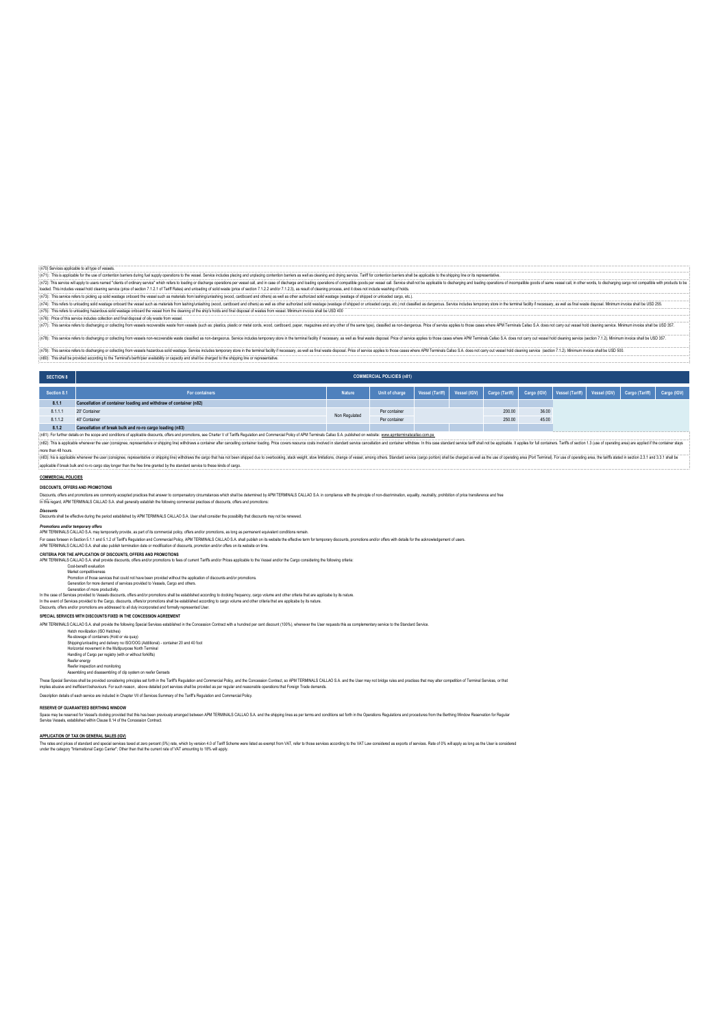(n70) Services applicable to all type of vessels.

(n71): This is applicable for the use of contention barriers during fuel supply operations to the vessel. Service includes placing and unplacing contention barriers as well as cleaning and drying service. Tariff for contention barriers shall be applicable to the shipping line or its representative.

(n72): This service will apply to users named "clients of ordinary service" which refers to loading or discharge operations per vessel call, and in case of discharge and loading operations of compatible goods per vessel call. Service shall not be applicable to discharging and loading operations of incompatible goods of same vessel call, in other words, to discharging cargo not compatible with products to be loaded. This includes vessel hold cleaning service (price of section 7.1.2.1 of Tariff Rates) and unloading of solid waste (price of section 7.1.2.2 and/or 7.1.2.3), as result of cleaning process, and it does not include washing of holds.

(n73): This service refers to picking up solid wastage onboard the vessel such as materials from lashing/unlashing (wood, cardboard and others) as well as other authorized solid wastage (wastage of shipped or unloaded cargo, etc.)

(n74): This refers to unloading solid wastage onboard the vessel such as materials from lashing/unlashing (wood, cardboard and others) as well as other authorized solid wastage (wastage of shipped or unloaded cargo, etc.) not classified as dangerous. Service includes temporary store in the terminal facility if necessary, as well as final waste disposal. Minimum invoice shall be USD 255.

(n75): This refers to unloading hazardous solid wastage onboard the vessel from the cleaning of the ship's holds and final disposal of wastes from vessel. Minimum invoice shall be USD 400

(n76): Price of this service includes collection and final disposal of oily waste from vessel.

(n77): This service refers to discharging or collecting from vessels recoverable waste from vessels (such as: plastics, plastic or metal cords, wood, cardboard, paper, magazines and any other of the same type), classified as non-dangerous. Price of service applies to those cases where APM Terminals Callao S.A. does not carry out vessel hold cleaning service. Minimum invoice shall be USD 357.

(n78): This service refers to discharging or collecting from vessels non-recoverable waste classified as non-dangerous. Service includes temporary store in the terminal facility if necessary, as well as final waste disposal. Price of service applies to those cases where APM Terminals Callao S.A. does not carry out vessel hold cleaning service (section 7.1.2). Minimum invoice shall be USD 357.

(n79): This service refers to discharging or collecting from vessels hazardous solid wastage. Service includes temporary store in the terminal facility if necessary, as well as final waste disposal. Price of service applies to those cases where APM Terminals Callao S.A. does not carry out vessel hold cleaning service (section 7.1.2). Minimum invoice shall be USD 500.

(n80): This shall be provided according to the Terminal's berth/pier availability or capacity and shall be charged to the shipping line or representative.

| SECTION 8 | COMMERCIAL POLICIES (n81) | | | | | | | | | | |
|---|---|---|---|---|---|---|---|---|---|---|---|
| Section 8.1 | For containers | Nature | Unit of charge | Vessel (Tariff) | Vessel (IGV) | Cargo (Tariff) | Cargo (IGV) | Vessel (Tariff) | Vessel (IGV) | Cargo (Tariff) | Cargo (IGV) |
| **8.1.1** | **Cancellation of container loading and withdraw of container (n82)** | | | | | | | | | | |
| 8.1.1.1 | 20' Container | Non Regulated | Per container | | | 200.00 | 36.00 | | | | |
| 8.1.1.2 | 40' Container | | Per container | | | 250.00 | 45.00 | | | | |
| **8.1.2** | **Cancellation of break bulk and ro-ro cargo loading (n83)** | | | | | | | | | | |

(n81): For further details on the scope and conditions of applicable discounts, offers and promotions, see Charter V of Tariffs Regulation and Commercial Policy of APM Terminals Callao S.A. published on website: www.apmterminalscallao.com.pe

(n82): This is applicable whenever the user (consignee, representative or shipping line) withdraws a container after cancelling container loading. Price covers resource costs involved in standard service cancellation and container withdraw. In this case standard service tariff shall not be applicable. It applies for full containers. Tariffs of section 1.3 (use of operating area) are applied if the container stays more than 48 hours.

(n83): his is applicable whenever the user (consignee, representative or shipping line) withdraws the cargo that has not been shipped due to overbooking, stack weight, stow limitations, change of vessel, among others. Standard service (cargo portion) shall be charged as well as the use of operating area (Port Terminal). For use of operating area, the tariffs stated in section 2.3.1 and 3.3.1 shall be applicable if break bulk and ro-ro cargo stay longer than the free time granted by the standard service to these kinds of cargo.

## COMMERCIAL POLICIES

### DISCOUNTS, OFFERS AND PROMOTIONS

Discounts, offers and promotions are commonly accepted practices that answer to compensatory circumstances which shall be determined by APM TERMINALS CALLAO S.A. in compliance with the principle of non-discrimination, equality, neutrality, prohibition of price transference and free
In this regard, APM TERMINALS CALLAO S.A. shall generally establish the following commercial practices of discounts, offers and promotions:

***Discounts***

Discounts shall be effective during the period established by APM TERMINALS CALLAO S.A. User shall consider the possibility that discounts may not be renewed.

***Promotions and/or temporary offers***

APM TERMINALS CALLAO S.A. may temporarily provide, as part of its commercial policy, offers and/or promotions, as long as permanent equivalent conditions remain.

For cases foreseen in Section 5.1.1 and 5.1.2 of Tariff's Regulation and Commercial Policy, APM TERMINALS CALLAO S.A. shall publish on its website the effective term for temporary discounts, promotions and/or offers with details for the acknowledgement of users.
APM TERMINALS CALLAO S.A. shall also publish termination date or modification of discounts, promotion and/or offers on its website on time.

**CRITERIA POR THE APPLICATION OF DISCOUNTS, OFFERS AND PROMOTIONS**

APM TERMINALS CALLAO S.A. shall provide discounts, offers and/or promotions to fees of current Tariffs and/or Prices applicable to the Vessel and/or the Cargo considering the following criteria:

- Cost-benefit evaluation
- Market competitiveness
- Promotion of those services that could not have been provided without the application of discounts and/or promotions.
- Generation for more demand of services provided to Vessels, Cargo and others.
- Generation of more productivity.

In the case of Services provided to Vessels discounts, offers and/or promotions shall be established according to docking frequency, cargo volume and other criteria that are applicable by its nature.
In the event of Services provided to the Cargo, discounts, offers/or promotions shall be established according to cargo volume and other criteria that are applicable by its nature.
Discounts, offers and/or promotions are addressed to all duly incorporated and formally represented User.

**SPECIAL SERVICES WITH DISCOUNTS FIXED IN THE CONCESSION AGREEMENT**

APM TERMINALS CALLAO S.A. shall provide the following Special Services established in the Concession Contract with a hundred per cent discount (100%), whenever the User requests this as complementary service to the Standard Service.

- Hatch movilization (ISO Hatches)
- Re-stowage of containers (Hold or via quay)
- Shipping/unloading and delivery no ISO/OOG (Additional) - container 20 and 40 foot
- Horizontal movement in the Multipurpose North Terminal
- Handling of Cargo per registry (with or without forklifts)
- Reefer energy
- Reefer inspection and monitoring
- Assembling and disassembling of clip system on reefer Gensets

These Special Services shall be provided considering principles set forth in the Tariff's Regulation and Commercial Policy, and the Concession Contract, so APM TERMINALS CALLAO S.A. and the User may not bridge rules and practices that may alter competition of Terminal Services, or that implies abusive and inefficient behaviours. For such reason, above detailed port services shall be provided as per regular and reasonable operations that Foreign Trade demands.

Description details of each service are included in Chapter VII of Services Summary of the Tariff's Regulation and Commercial Policy.

**RESERVE OF GUARANTEED BERTHING WINDOW**

Space may be reserved for Vessel's docking provided that this has been previously arranged between APM TERMINALS CALLAO S.A. and the shipping lines as per terms and conditions set forth in the Operations Regulations and procedures from the Berthing Window Reservation for Regular Service Vessels, established within Clause 8.14 of the Concession Contract.

**APPLICATION OF TAX ON GENERAL SALES (IGV)**

The rates and prices of standard and special services taxed at zero percent (0%) rate, which by version 4.0 of Tariff Scheme were listed as exempt from VAT, refer to those services according to the VAT Law considered as exports of services. Rate of 0% will apply as long as the User is considered under the category "International Cargo Carrier"; Other than that the current rate of VAT amounting to 18% will apply.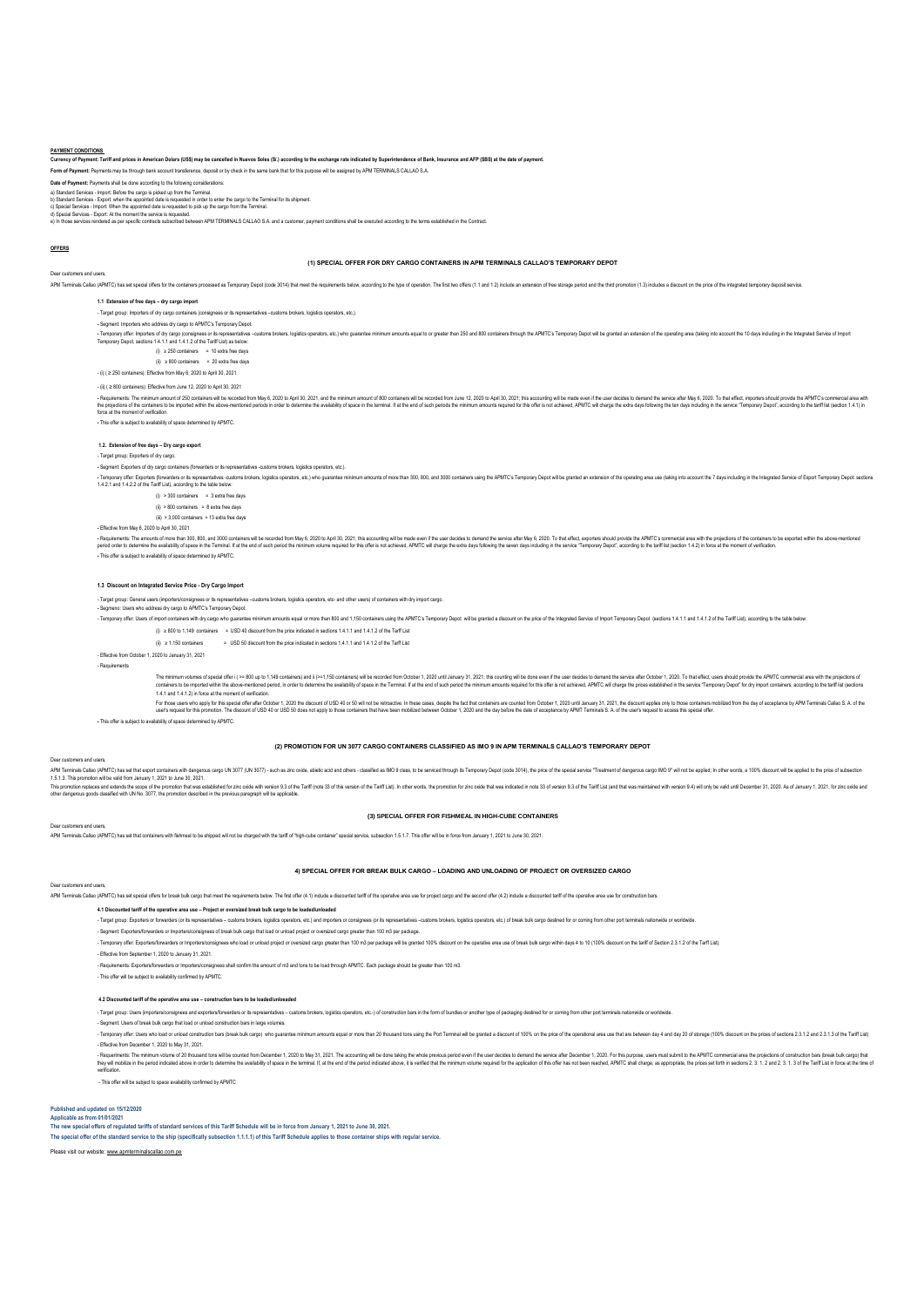**PAYMENT CONDITIONS**

**Currency of Payment: Tariff and prices in American Dolars (US$) may be cancelled in Nuevos Soles (S/.) according to the exchange rate indicated by Superintendence of Bank, Insurance and AFP (SBS) at the date of payment.**

**Form of Payment:** Payments may be through bank account transferences, deposit or by check in the same bank that for this purpose will be assigned by APM TERMINALS CALLAO S.A.

**Date of Payment:** Payments shall be done according to the following considerations:

a) Standard Services - Import: Before the cargo is picked up from the Terminal.
b) Standard Services - Export: when the appointed date is requested in order to enter the cargo to the Terminal for its shipment.
c) Special Services - Import: When the appointed date is requested to pick up the cargo from the Terminal.
d) Special Services - Export: At the moment the service is requested.
e) In those services rendered as per specific contracts subscribed between APM TERMINALS CALLAO S.A. and a customer, payment conditions shall be executed according to the terms established in the Contract.

**OFFERS**

## (1) SPECIAL OFFER FOR DRY CARGO CONTAINERS IN APM TERMINALS CALLAO'S TEMPORARY DEPOT

Dear customers and users,

APM Terminals Callao (APMTC) has set special offers for the containers processed as Temporary Depot (code 3014) that meet the requirements below, according to the type of operation. The first two offers (1.1 and 1.2) include an extension of free storage period and the third promotion (1.3) includes a discount on the price of the integrated temporary deposit service.

### 1.1 Extension of free days – dry cargo import

- Target group: Importers of dry cargo containers (consignees or its representatives –customs brokers, logistics operators, etc.).

- Segment: Importers who address dry cargo to APMTC's Temporary Depot.

- Temporary offer: Importers of dry cargo (consignees or its representatives –customs brokers, logistics operators, etc.) who guarantee minimum amounts equal to or greater than 250 and 800 containers through the APMTC's Temporary Depot will be granted an extension of the operating area (taking into account the 10 days including in the Integrated Services of Import Temporary Depot, sections 1.4.1.1 and 1.4.1.2 of the Tariff List) as below:

(i) ≥ 250 containers = 10 extra free days

(ii) ≥ 800 containers = 20 extra free days

- (i) ( ≥ 250 containers): Effective from May 6, 2020 to April 30, 2021.

- (ii) ( ≥ 800 containers): Effective from June 12, 2020 to April 30, 2021

- Requirements: The minimum amount of 250 containers will be recorded from May 6, 2020 to April 30, 2021, and the minimum amount of 800 containers will be recorded from June 12, 2020 to April 30, 2021; this accounting will be made even if the user decides to demand the service after May 6, 2020. To that effect, importers should provide the APMTC's commercial area with the projections of the containers to be imported within the above-mentioned periods in order to determine the availability of space in the terminal. If at the end of such periods the minimum amounts required for this offer is not achieved, APMTC will charge the extra days following the ten days including in the service "Temporary Depot", according to the tariff list (section 1.4.1) in force at the moment of verification.

- This offer is subject to availability of space determined by APMTC.

### 1.2. Extension of free days – Dry cargo export

- Target group: Exporters of dry cargo.

- Segment: Exporters of dry cargo containers (forwarders or its representatives -customs brokers, logistics operators, etc.).

- Temporary offer: Exporters (forwarders or its representatives -customs brokers, logistics operators, etc.) who guarantee minimum amounts of more than 300, 800, and 3000 containers using the APMTC's Temporary Depot will be granted an extension of the operating area use (taking into account the 7 days including in the Integrated Service of Export Temporary Depot: sections 1.4.2.1 and 1.4.2.2 of the Tariff List), according to the table below:

(i) > 300 containers = 3 extra free days

(ii) > 800 containers = 8 extra free days

(iii) > 3,000 containers = 13 extra free days

- Effective from May 6, 2020 to April 30, 2021

- Requirements: The amounts of more than 300, 800, and 3000 containers will be recorded from May 6, 2020 to April 30, 2021; this accounting will be made even if the user decides to demand the service after May 6, 2020. To that effect, exporters should provide the APMTC's commercial area with the projections of the containers to be exported within the above-mentioned period order to determine the availability of space in the Terminal. If at the end of such period the minimum volume required for this offer is not achieved, APMTC will charge the extra days following the seven days including in the service "Temporary Depot", according to the tariff list (section 1.4.2) in force at the moment of verification.

- This offer is subject to availability of space determined by APMTC.

### 1.3 Discount on Integrated Service Price - Dry Cargo Import

- Target group: General users (importers/consignees or its representatives –customs brokers, logistics operators, etc- and other users) of containers with dry import cargo.

- Segments: Users who address dry cargo to APMTC's Temporary Depot.

- Temporary offer: Users of import containers with dry cargo who guarantee minimum amounts equal or more than 800 and 1,150 containers using the APMTC's Temporary Depot will be granted a discount on the price of the Integrated Service of Import Temporary Depot (sections 1.4.1.1 and 1.4.1.2 of the Tariff List), according to the table below:

(i) ≥ 800 to 1,149 containers = USD 40 discount from the price indicated in sections 1.4.1.1 and 1.4.1.2 of the Tariff List

(ii) ≥ 1,150 containers = USD 50 discount from the price indicated in sections 1.4.1.1 and 1.4.1.2 of the Tariff List

- Effective from October 1, 2020 to January 31, 2021

- Requirements

The minimum volumes of special offer i ( >= 800 up to 1,149 containers) and ii (>=1,150 containers) will be recorded from October 1, 2020 until January 31, 2021, this counting will be done even if the user decides to demand the service after October 1, 2020. To that effect, users should provide APMTC commercial area with the projections of containers to be imported within the above-mentioned period, in order to determine the availability of space in the Terminal. If at the end of such period the minimum amounts required for this offer is not achieved, APMTC will charge the prices established in the service "Temporary Depot" for dry import containers, according to the tariff list (sections 1.4.1.1 and 1.4.1.2) in force at the moment of verification.

For those users who apply for this special offer after October 1, 2020 the discount of USD 40 or 50 will not be retroactive. In these cases, despite the fact that containers are counted from October 1, 2020 until January 31, 2021, the discount applies only to those containers mobilized from the day of acceptance by APM Terminals Callao S. A. of the user's request for this promotion. The discount of USD 40 or USD 50 does not apply to those containers that have been mobilized between October 1, 2020 and the day before the date of acceptance by APMT Terminals S. A. of the user's request to access this special offer.

- This offer is subject to availability of space determined by APMTC.

## (2) PROMOTION FOR UN 3077 CARGO CONTAINERS CLASSIFIED AS IMO 9 IN APM TERMINALS CALLAO'S TEMPORARY DEPOT

Dear customers and users,

APM Terminals Callao (APMTC) has set that export containers with dangerous cargo UN 3077 (UN 3077) - such as zinc oxide, abietic acid and others - classified as IMO 9 class, to be serviced through its Temporary Depot (code 3014), the price of the special service "Treatment of dangerous cargo IMO 9" will not be applied; In other words, a 100% discount will be applied to the price of subsection 1.5.1.3. This promotion will be valid from January 1, 2021 to June 30, 2021.

This promotion replaces and extends the scope of the promotion that was established for zinc oxide with version 9.3 of the Tariff (note 33 of this version of the Tariff List). In other words, the promotion for zinc oxide that was indicated in note 33 of version 9.3 of the Tariff List (and that was maintained with version 9.4) will only be valid until December 31, 2020. As of January 1, 2021, for zinc oxide and other dangerous goods classified with UN No. 3077, the promotion described in the previous paragraph will be applicable.

## (3) SPECIAL OFFER FOR FISHMEAL IN HIGH-CUBE CONTAINERS

Dear customers and users,

APM Terminals Callao (APMTC) has set that containers with fishmeal to be shipped will not be charged with the tariff of "high-cube container" special service, subsection 1.5.1.7. This offer will be in force from January 1, 2021 to June 30, 2021.

## 4) SPECIAL OFFER FOR BREAK BULK CARGO – LOADING AND UNLOADING OF PROJECT OR OVERSIZED CARGO

Dear customers and users,

APM Terminals Callao (APMTC) has set special offers for break bulk cargo that meet the requirements below. The first offer (4.1) include a discounted tariff of the operative area use for project cargo and the second offer (4.2) include a discounted tariff of the operative area use for construction bars.

### 4.1 Discounted tariff of the operative area use – Project or oversized break bulk cargo to be loaded/unloaded

- Target group: Exporters or forwarders (or its representatives – customs brokers, logistics operators, etc.) and importers or consignees (or its representatives –customs brokers, logistics operators, etc.) of break bulk cargo destined for or coming from other port terminals nationwide or worldwide.

- Segment: Exporters/forwarders or Importers/consignees of break bulk cargo that load or unload project or oversized cargo greater than 100 m3 per package.

- Temporary offer: Exporters/forwarders or Importers/consignees who load or unload project or oversized cargo greater than 100 m3 per package will be granted 100% discount on the operative area use of break bulk cargo within days 4 to 10 (100% discount on the tariff of Section 2.3.1.2 of the Tariff List).

- Effective from September 1, 2020 to January 31, 2021.

- Requirements: Exporters/forwarders or Importers/consignees shall confirm the amount of m3 and tons to be load through APMTC. Each package should be greater than 100 m3.

- This offer will be subject to availability confirmed by APMTC.

### 4.2 Discounted tariff of the operative area use – construction bars to be loaded/unloaded

- Target group: Users (importers/consignees and exporters/forwarders or its representatives – customs brokers, logistics operators, etc.-) of construction bars in the form of bundles or another type of packaging destined for or coming from other port terminals nationwide or worldwide.

- Segment: Users of break bulk cargo that load or unload construction bars in large volumes.

- Temporary offer: Users who load or unload construction bars (break bulk cargo) who guarantee minimum amounts equal or more than 20 thousand tons using the Port Terminal will be granted a discount of 100% on the price of the operational area use that are between day 4 and day 20 of storage (100% discount on the prices of sections 2.3.1.2 and 2.3.1.3 of the Tariff List)

- Effective from December 1, 2020 to May 31, 2021.

- Requirements: The minimum volume of 20 thousand tons will be counted from December 1, 2020 to May 31, 2021. The accounting will be done taking the whole previous period even if the user decides to demand the service after December 1, 2020. For this purpose, users must submit to the APMTC commercial area the projections of construction bars (break bulk cargo) that they will mobilize in the period indicated above in order to determine the availability of space in the terminal. If, at the end of the period indicated above, it is verified that the minimum volume required for the application of this offer has not been reached, APMTC shall charge, as appropriate, the prices set forth in sections 2. 3. 1. 2 and 2. 3. 1. 3 of the Tariff List in force at the time of verification.

- This offer will be subject to space availability confirmed by APMTC

**Published and updated on 15/12/2020**
**Applicable as from 01/01/2021**
**The new special offers of regulated tariffs of standard services of this Tariff Schedule will be in force from January 1, 2021 to June 30, 2021.**
**The special offer of the standard service to the ship (specifically subsection 1.1.1.1) of this Tariff Schedule applies to those container ships with regular service.**

Please visit our website: www.apmterminalscallao.com.pe